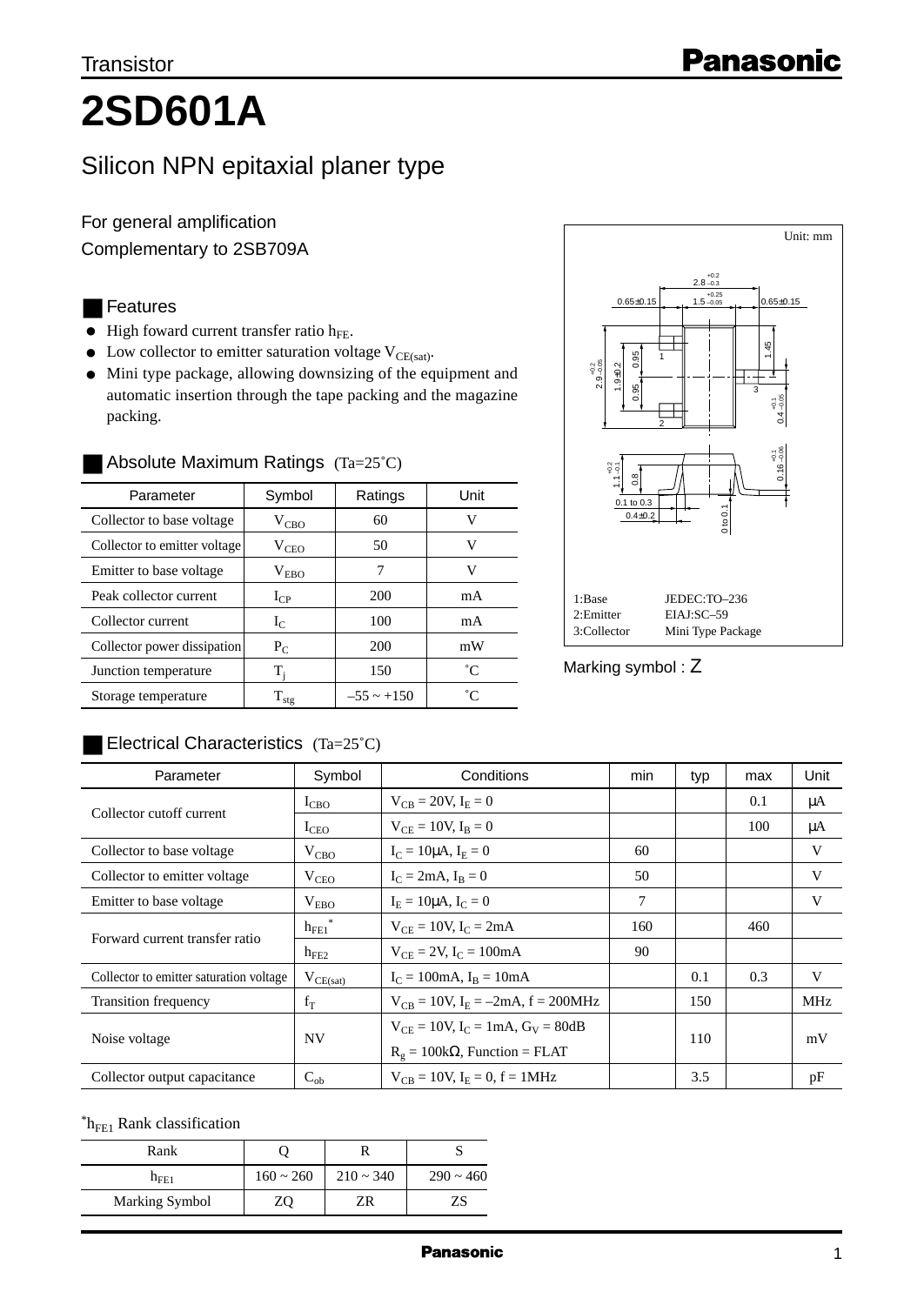Transistor

# 2SD601A

## Silicon NPN epitaxial planer type

For general amplification

Complementary to 2SB709A

### Features

- High foward current transfer ratio $h_{FE}$.
- Low collector to emitter saturation voltage $V_{CE(sat)}$.
- Mini type package, allowing downsizing of the equipment and automatic insertion through the tape packing and the magazine packing.

### Absolute Maximum Ratings (Ta=25˚C)

| Parameter | Symbol | Ratings | Unit |
|---|---|---|---|
| Collector to base voltage | $V_{CBO}$ | 60 | V |
| Collector to emitter voltage | $V_{CEO}$ | 50 | V |
| Emitter to base voltage | $V_{EBO}$ | 7 | V |
| Peak collector current | $I_{CP}$ | 200 | mA |
| Collector current | $I_C$ | 100 | mA |
| Collector power dissipation | $P_C$ | 200 | mW |
| Junction temperature | $T_j$ | 150 | ˚C |
| Storage temperature | $T_{stg}$ | –55 ~ +150 | ˚C |

Unit: mm

1:Base JEDEC:TO–236
2:Emitter EIAJ:SC–59
3:Collector Mini Type Package

Marking symbol : Z

### Electrical Characteristics (Ta=25˚C)

| Parameter | Symbol | Conditions | min | typ | max | Unit |
|---|---|---|---|---|---|---|
| Collector cutoff current | $I_{CBO}$ | $V_{CB}$ = 20V, $I_E$ = 0 | | | 0.1 | µA |
| | $I_{CEO}$ | $V_{CE}$ = 10V, $I_B$ = 0 | | | 100 | µA |
| Collector to base voltage | $V_{CBO}$ | $I_C$ = 10µA, $I_E$ = 0 | 60 | | | V |
| Collector to emitter voltage | $V_{CEO}$ | $I_C$ = 2mA, $I_B$ = 0 | 50 | | | V |
| Emitter to base voltage | $V_{EBO}$ | $I_E$ = 10µA, $I_C$ = 0 | 7 | | | V |
| Forward current transfer ratio | $h_{FE1}$* | $V_{CE}$ = 10V, $I_C$ = 2mA | 160 | | 460 | |
| | $h_{FE2}$ | $V_{CE}$ = 2V, $I_C$ = 100mA | 90 | | | |
| Collector to emitter saturation voltage | $V_{CE(sat)}$ | $I_C$ = 100mA, $I_B$ = 10mA | | 0.1 | 0.3 | V |
| Transition frequency | $f_T$ | $V_{CB}$ = 10V, $I_E$ = –2mA, f = 200MHz | | 150 | | MHz |
| Noise voltage | NV | $V_{CE}$ = 10V, $I_C$ = 1mA, $G_V$ = 80dB, $R_g$ = 100kΩ, Function = FLAT | | 110 | | mV |
| Collector output capacitance | $C_{ob}$ | $V_{CB}$ = 10V, $I_E$ = 0, f = 1MHz | | 3.5 | | pF |

*$h_{FE1}$ Rank classification

| Rank | Q | R | S |
|---|---|---|---|
| $h_{FE1}$ | 160 ~ 260 | 210 ~ 340 | 290 ~ 460 |
| Marking Symbol | ZQ | ZR | ZS |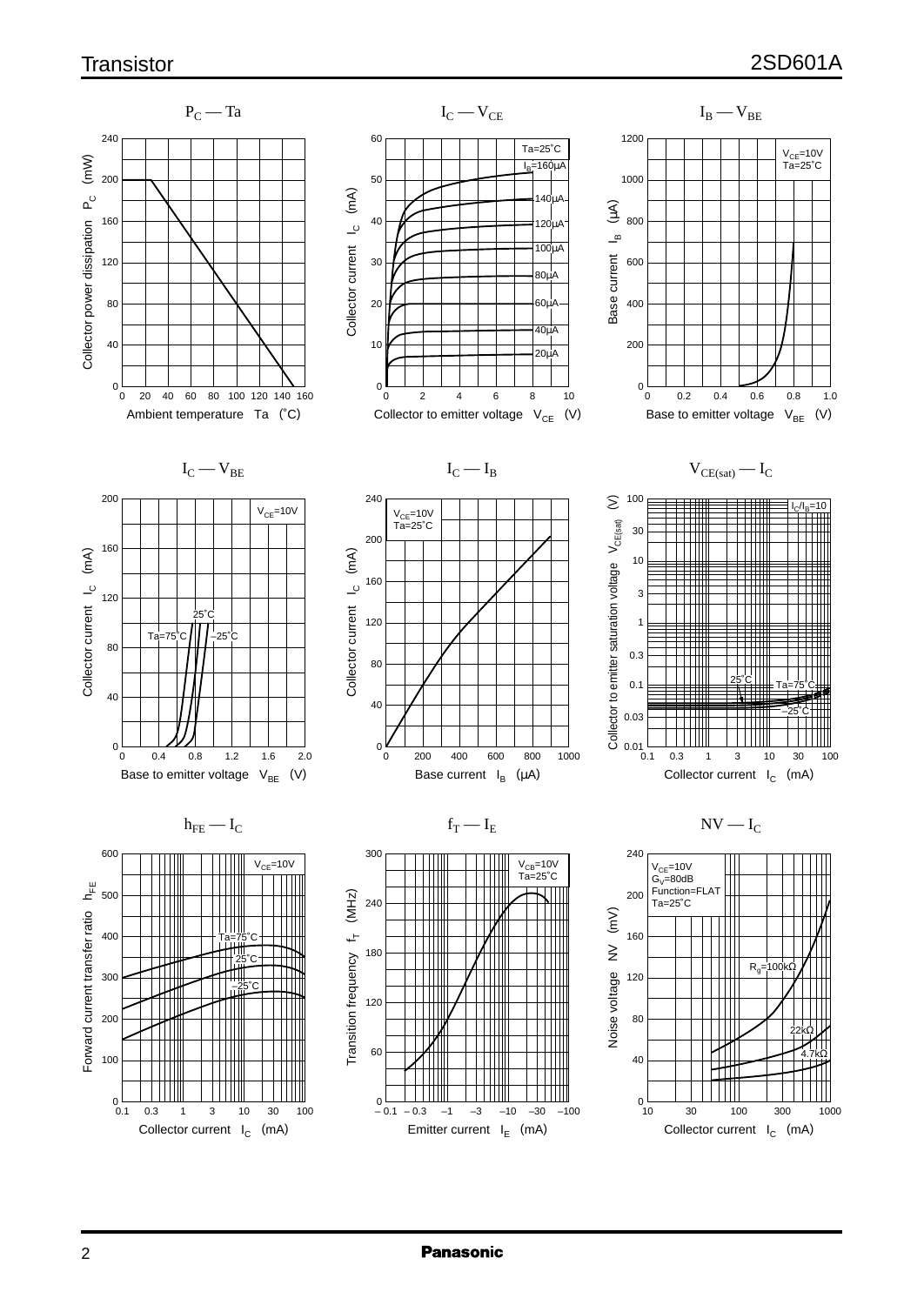## $P_C$ — Ta

Collector power dissipation $P_C$ (mW)

240
200
160
120
80
40
0

0 20 40 60 80 100 120 140 160

Ambient temperature Ta (˚C)

## $I_C$ — $V_{CE}$

Ta=25˚C

$I_B$=160μA
140μA
120μA
100μA
80μA
60μA
40μA
20μA

Collector current $I_C$ (mA)

60
50
40
30
20
10
0

0 2 4 6 8 10

Collector to emitter voltage $V_{CE}$ (V)

## $I_B$ — $V_{BE}$

$V_{CE}$=10V
Ta=25˚C

Base current $I_B$ (μA)

1200
1000
800
600
400
200
0

0 0.2 0.4 0.6 0.8 1.0

Base to emitter voltage $V_{BE}$ (V)

## $I_C$ — $V_{BE}$

$V_{CE}$=10V

25˚C
Ta=75˚C
−25˚C

Collector current $I_C$ (mA)

200
160
120
80
40
0

0 0.4 0.8 1.2 1.6 2.0

Base to emitter voltage $V_{BE}$ (V)

## $I_C$ — $I_B$

$V_{CE}$=10V
Ta=25˚C

Collector current $I_C$ (mA)

240
200
160
120
80
40
0

0 200 400 600 800 1000

Base current $I_B$ (μA)

## $V_{CE(sat)}$ — $I_C$

$I_C/I_B$=10

25˚C
Ta=75˚C
−25˚C

Collector to emitter saturation voltage $V_{CE(sat)}$ (V)

100
30
10
3
1
0.3
0.1
0.03
0.01

0.1 0.3 1 3 10 30 100

Collector current $I_C$ (mA)

## $h_{FE}$ — $I_C$

$V_{CE}$=10V

Ta=75˚C
25˚C
−25˚C

Foward current transfer ratio $h_{FE}$

600
500
400
300
200
100
0

0.1 0.3 1 3 10 30 100

Collector current $I_C$ (mA)

## $f_T$ — $I_E$

$V_{CB}$=10V
Ta=25˚C

Transition frequency $f_T$ (MHz)

300
240
180
120
60
0

− 0.1 − 0.3 −1 −3 −10 −30 −100

Emitter current $I_E$ (mA)

## NV — $I_C$

$V_{CE}$=10V
$G_V$=80dB
Function=FLAT
Ta=25˚C

$R_g$=100kΩ
22kΩ
4.7kΩ

Noise voltage NV (mV)

240
200
160
120
80
40
0

10 30 100 300 1000

Collector current $I_C$ (mA)